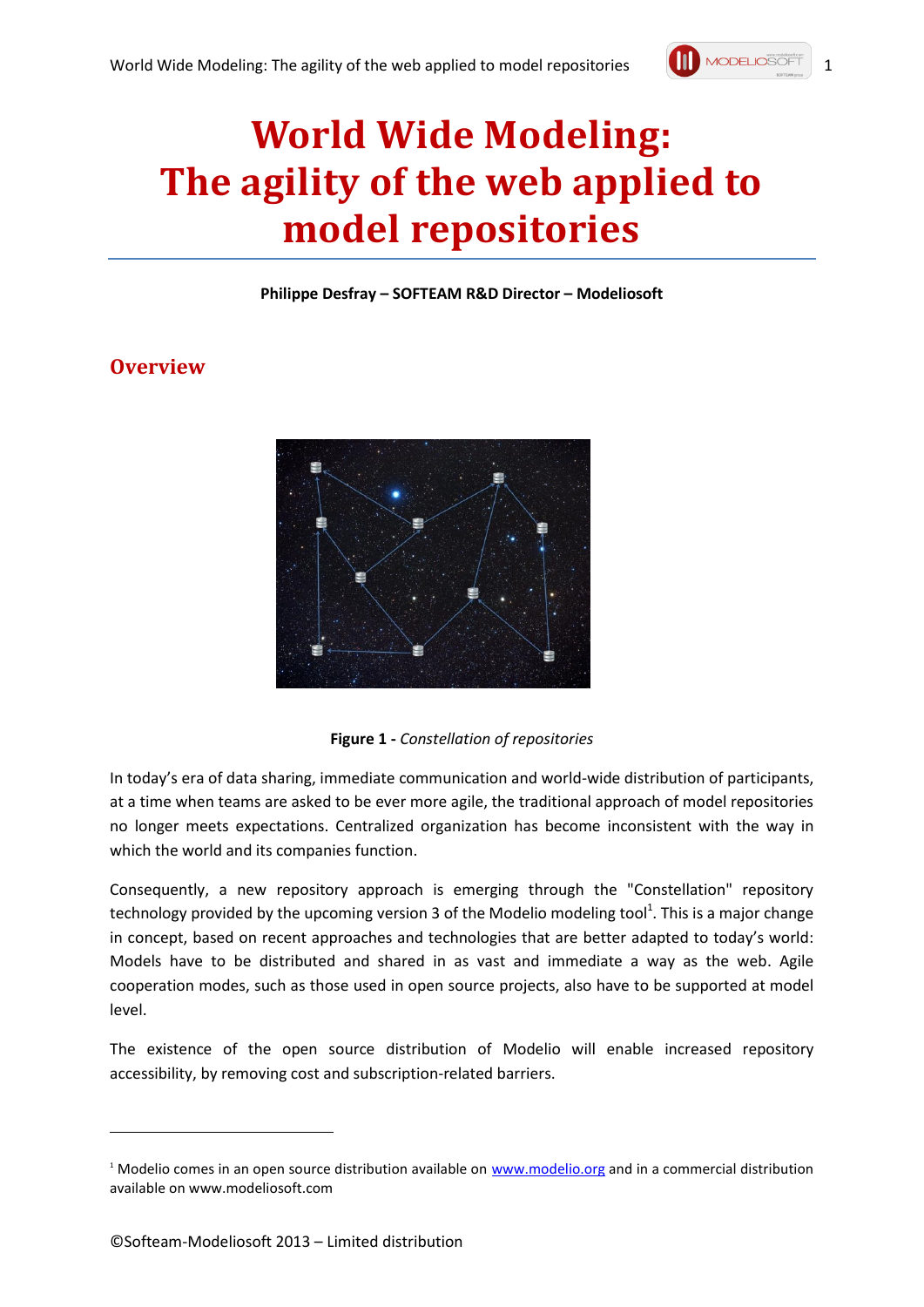# World Wide Modeling: The agility of the web applied to model repositories

**Philippe Desfray – SOFTEAM R&D Director – Modeliosoft**

## Overview

**Figure 1 -** *Constellation of repositories*

In today's era of data sharing, immediate communication and world-wide distribution of participants, at a time when teams are asked to be ever more agile, the traditional approach of model repositories no longer meets expectations. Centralized organization has become inconsistent with the way in which the world and its companies function.

Consequently, a new repository approach is emerging through the "Constellation" repository technology provided by the upcoming version 3 of the Modelio modeling tool[1]. This is a major change in concept, based on recent approaches and technologies that are better adapted to today's world: Models have to be distributed and shared in as vast and immediate a way as the web. Agile cooperation modes, such as those used in open source projects, also have to be supported at model level.

The existence of the open source distribution of Modelio will enable increased repository accessibility, by removing cost and subscription-related barriers.

[1] Modelio comes in an open source distribution available on www.modelio.org and in a commercial distribution available on www.modeliosoft.com

©Softeam-Modeliosoft 2013 – Limited distribution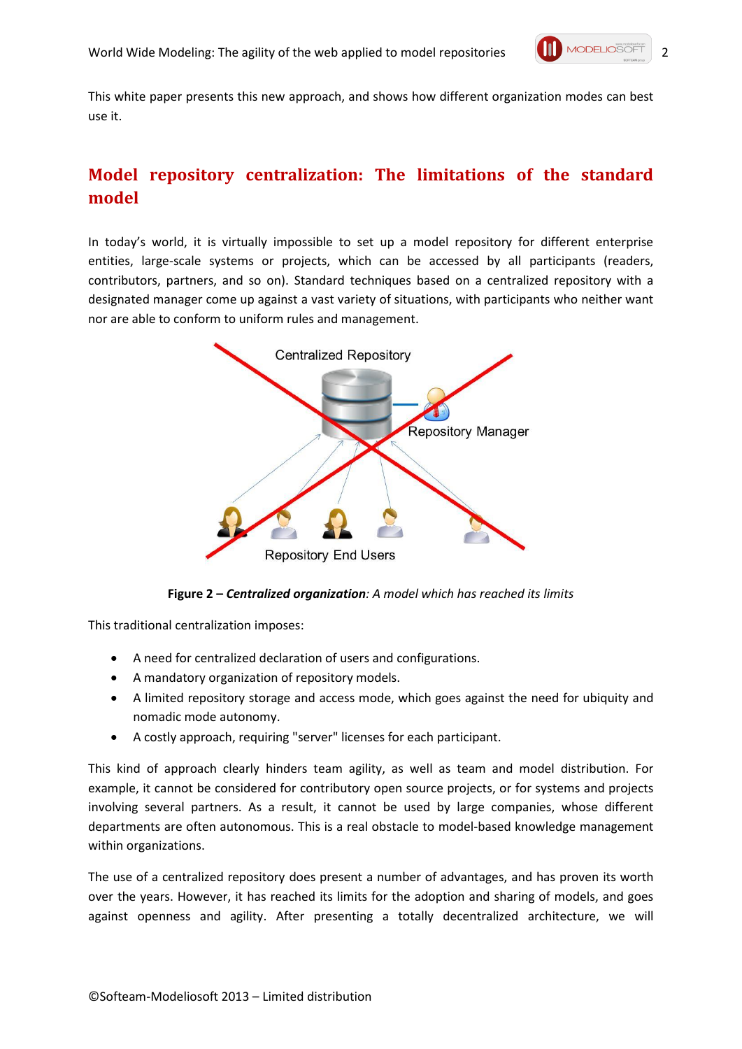This white paper presents this new approach, and shows how different organization modes can best use it.

## Model repository centralization: The limitations of the standard model

In today's world, it is virtually impossible to set up a model repository for different enterprise entities, large-scale systems or projects, which can be accessed by all participants (readers, contributors, partners, and so on). Standard techniques based on a centralized repository with a designated manager come up against a vast variety of situations, with participants who neither want nor are able to conform to uniform rules and management.

**Figure 2 – *Centralized organization***: *A model which has reached its limits*

This traditional centralization imposes:

- A need for centralized declaration of users and configurations.
- A mandatory organization of repository models.
- A limited repository storage and access mode, which goes against the need for ubiquity and nomadic mode autonomy.
- A costly approach, requiring "server" licenses for each participant.

This kind of approach clearly hinders team agility, as well as team and model distribution. For example, it cannot be considered for contributory open source projects, or for systems and projects involving several partners. As a result, it cannot be used by large companies, whose different departments are often autonomous. This is a real obstacle to model-based knowledge management within organizations.

The use of a centralized repository does present a number of advantages, and has proven its worth over the years. However, it has reached its limits for the adoption and sharing of models, and goes against openness and agility. After presenting a totally decentralized architecture, we will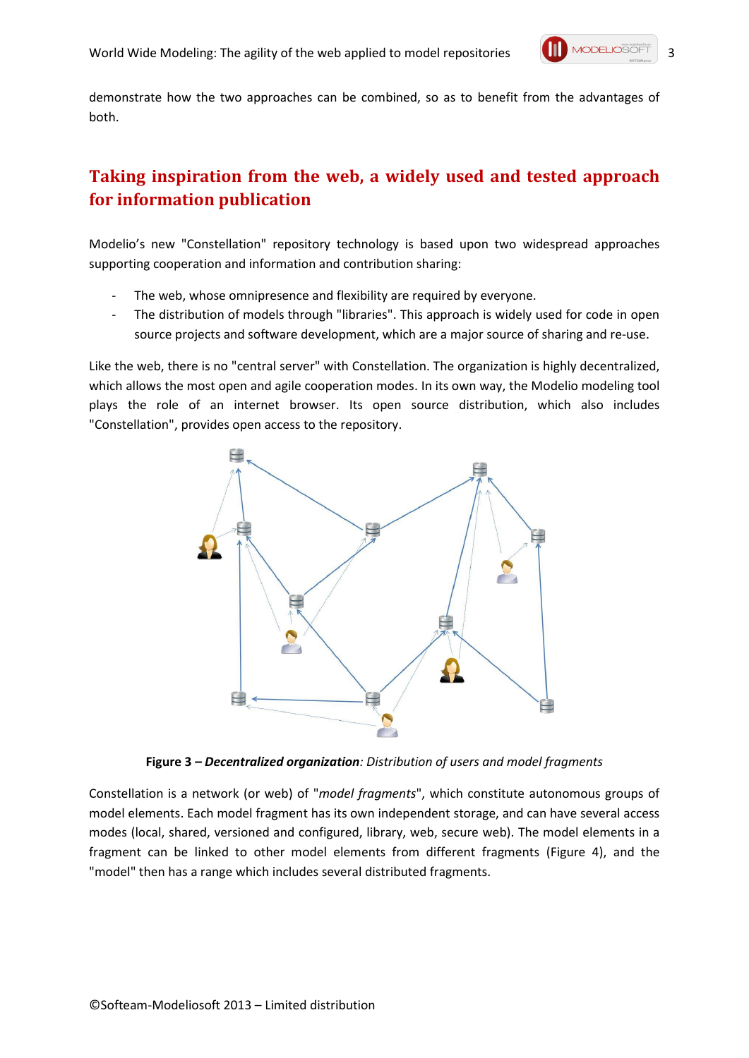demonstrate how the two approaches can be combined, so as to benefit from the advantages of both.

## Taking inspiration from the web, a widely used and tested approach for information publication

Modelio's new "Constellation" repository technology is based upon two widespread approaches supporting cooperation and information and contribution sharing:

- The web, whose omnipresence and flexibility are required by everyone.
- The distribution of models through "libraries". This approach is widely used for code in open source projects and software development, which are a major source of sharing and re-use.

Like the web, there is no "central server" with Constellation. The organization is highly decentralized, which allows the most open and agile cooperation modes. In its own way, the Modelio modeling tool plays the role of an internet browser. Its open source distribution, which also includes "Constellation", provides open access to the repository.

**Figure 3 – *Decentralized organization*:** *Distribution of users and model fragments*

Constellation is a network (or web) of "*model fragments*", which constitute autonomous groups of model elements. Each model fragment has its own independent storage, and can have several access modes (local, shared, versioned and configured, library, web, secure web). The model elements in a fragment can be linked to other model elements from different fragments (Figure 4), and the "model" then has a range which includes several distributed fragments.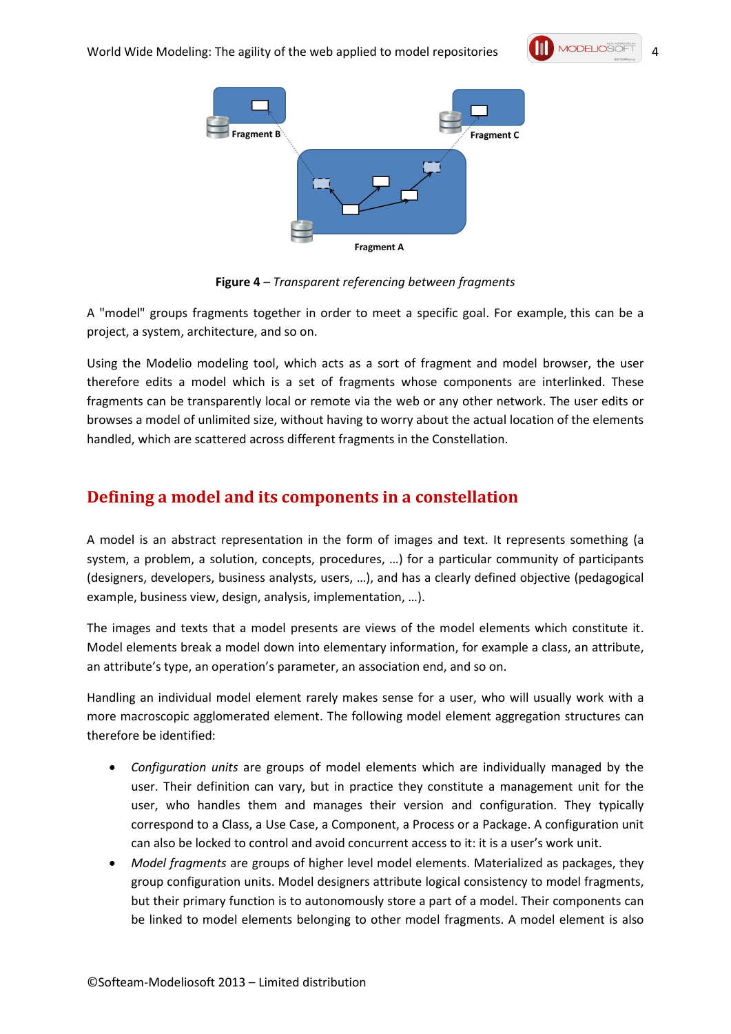Fragment B

Fragment C

Fragment A

**Figure 4** – *Transparent referencing between fragments*

A "model" groups fragments together in order to meet a specific goal. For example, this can be a project, a system, architecture, and so on.

Using the Modelio modeling tool, which acts as a sort of fragment and model browser, the user therefore edits a model which is a set of fragments whose components are interlinked. These fragments can be transparently local or remote via the web or any other network. The user edits or browses a model of unlimited size, without having to worry about the actual location of the elements handled, which are scattered across different fragments in the Constellation.

## Defining a model and its components in a constellation

A model is an abstract representation in the form of images and text. It represents something (a system, a problem, a solution, concepts, procedures, …) for a particular community of participants (designers, developers, business analysts, users, …), and has a clearly defined objective (pedagogical example, business view, design, analysis, implementation, …).

The images and texts that a model presents are views of the model elements which constitute it. Model elements break a model down into elementary information, for example a class, an attribute, an attribute's type, an operation's parameter, an association end, and so on.

Handling an individual model element rarely makes sense for a user, who will usually work with a more macroscopic agglomerated element. The following model element aggregation structures can therefore be identified:

- *Configuration units* are groups of model elements which are individually managed by the user. Their definition can vary, but in practice they constitute a management unit for the user, who handles them and manages their version and configuration. They typically correspond to a Class, a Use Case, a Component, a Process or a Package. A configuration unit can also be locked to control and avoid concurrent access to it: it is a user's work unit.
- *Model fragments* are groups of higher level model elements. Materialized as packages, they group configuration units. Model designers attribute logical consistency to model fragments, but their primary function is to autonomously store a part of a model. Their components can be linked to model elements belonging to other model fragments. A model element is also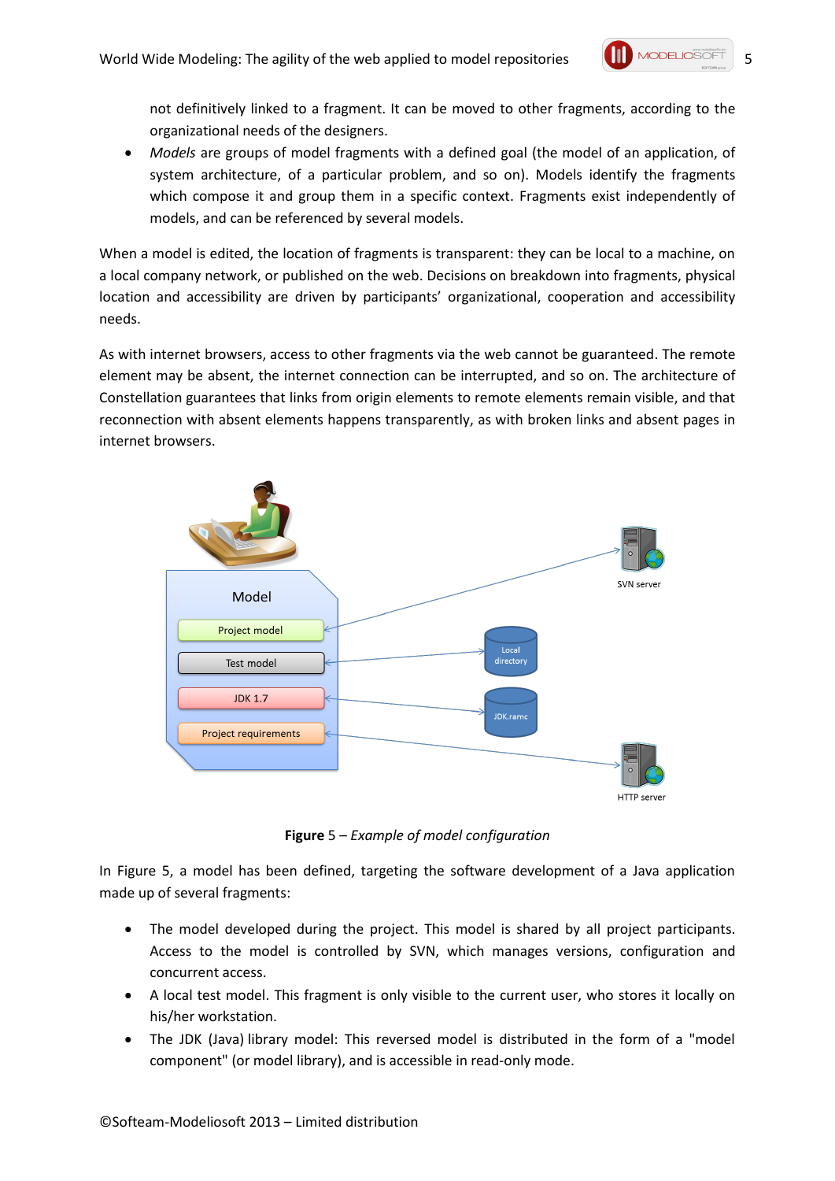not definitively linked to a fragment. It can be moved to other fragments, according to the organizational needs of the designers.

- *Models* are groups of model fragments with a defined goal (the model of an application, of system architecture, of a particular problem, and so on). Models identify the fragments which compose it and group them in a specific context. Fragments exist independently of models, and can be referenced by several models.

When a model is edited, the location of fragments is transparent: they can be local to a machine, on a local company network, or published on the web. Decisions on breakdown into fragments, physical location and accessibility are driven by participants' organizational, cooperation and accessibility needs.

As with internet browsers, access to other fragments via the web cannot be guaranteed. The remote element may be absent, the internet connection can be interrupted, and so on. The architecture of Constellation guarantees that links from origin elements to remote elements remain visible, and that reconnection with absent elements happens transparently, as with broken links and absent pages in internet browsers.

**Figure** 5 – *Example of model configuration*

In Figure 5, a model has been defined, targeting the software development of a Java application made up of several fragments:

- The model developed during the project. This model is shared by all project participants. Access to the model is controlled by SVN, which manages versions, configuration and concurrent access.
- A local test model. This fragment is only visible to the current user, who stores it locally on his/her workstation.
- The JDK (Java) library model: This reversed model is distributed in the form of a "model component" (or model library), and is accessible in read-only mode.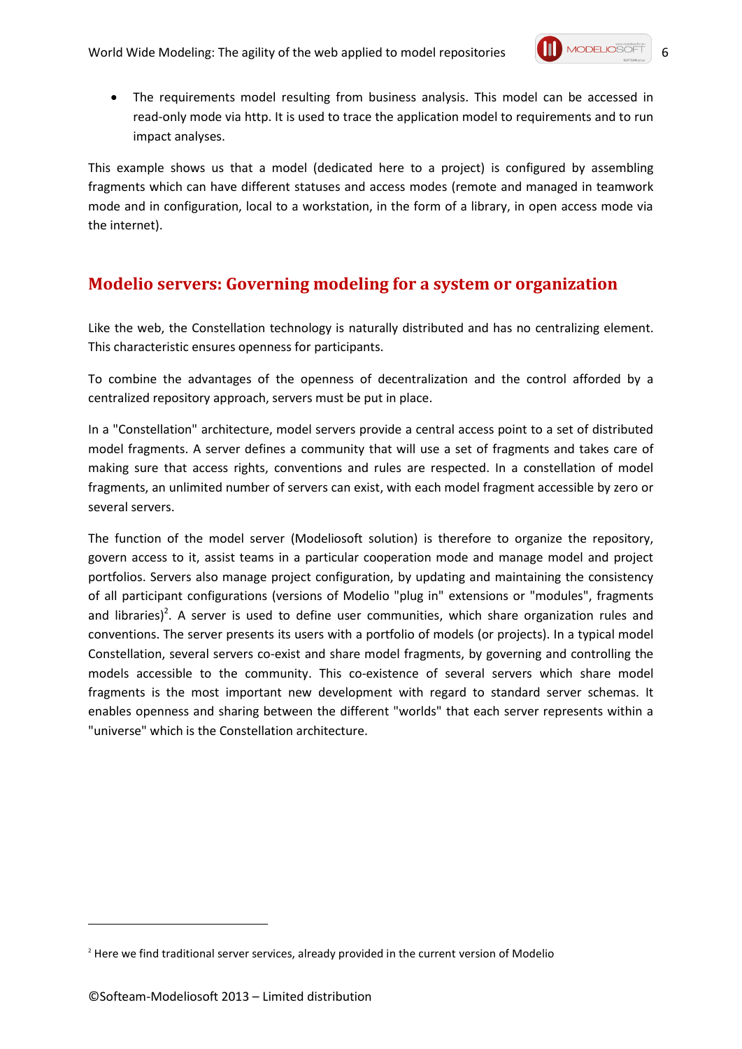- The requirements model resulting from business analysis. This model can be accessed in read-only mode via http. It is used to trace the application model to requirements and to run impact analyses.

This example shows us that a model (dedicated here to a project) is configured by assembling fragments which can have different statuses and access modes (remote and managed in teamwork mode and in configuration, local to a workstation, in the form of a library, in open access mode via the internet).

## Modelio servers: Governing modeling for a system or organization

Like the web, the Constellation technology is naturally distributed and has no centralizing element. This characteristic ensures openness for participants.

To combine the advantages of the openness of decentralization and the control afforded by a centralized repository approach, servers must be put in place.

In a "Constellation" architecture, model servers provide a central access point to a set of distributed model fragments. A server defines a community that will use a set of fragments and takes care of making sure that access rights, conventions and rules are respected. In a constellation of model fragments, an unlimited number of servers can exist, with each model fragment accessible by zero or several servers.

The function of the model server (Modeliosoft solution) is therefore to organize the repository, govern access to it, assist teams in a particular cooperation mode and manage model and project portfolios. Servers also manage project configuration, by updating and maintaining the consistency of all participant configurations (versions of Modelio "plug in" extensions or "modules", fragments and libraries)[2]. A server is used to define user communities, which share organization rules and conventions. The server presents its users with a portfolio of models (or projects). In a typical model Constellation, several servers co-exist and share model fragments, by governing and controlling the models accessible to the community. This co-existence of several servers which share model fragments is the most important new development with regard to standard server schemas. It enables openness and sharing between the different "worlds" that each server represents within a "universe" which is the Constellation architecture.

---

[2] Here we find traditional server services, already provided in the current version of Modelio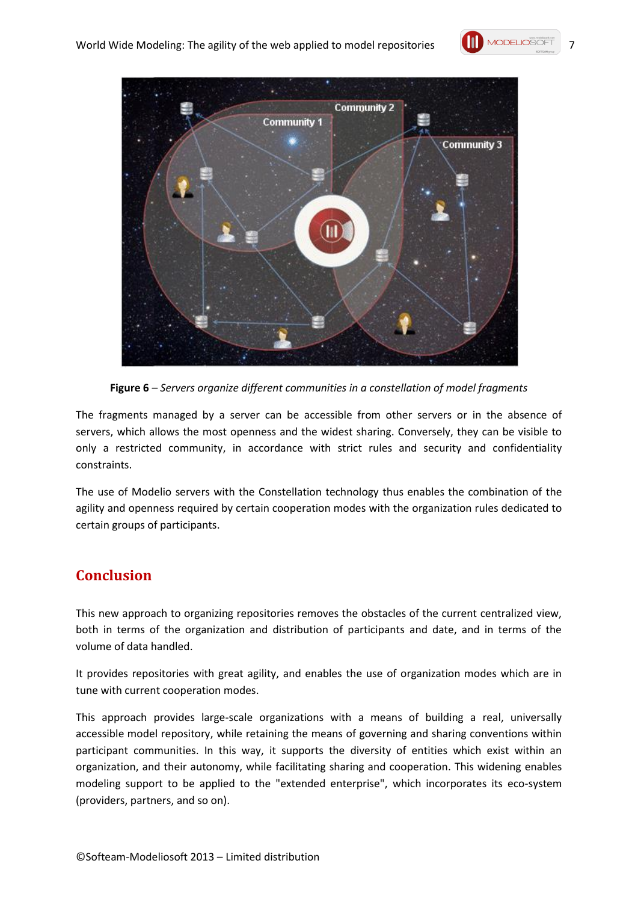**Figure 6** – *Servers organize different communities in a constellation of model fragments*

The fragments managed by a server can be accessible from other servers or in the absence of servers, which allows the most openness and the widest sharing. Conversely, they can be visible to only a restricted community, in accordance with strict rules and security and confidentiality constraints.

The use of Modelio servers with the Constellation technology thus enables the combination of the agility and openness required by certain cooperation modes with the organization rules dedicated to certain groups of participants.

## Conclusion

This new approach to organizing repositories removes the obstacles of the current centralized view, both in terms of the organization and distribution of participants and date, and in terms of the volume of data handled.

It provides repositories with great agility, and enables the use of organization modes which are in tune with current cooperation modes.

This approach provides large-scale organizations with a means of building a real, universally accessible model repository, while retaining the means of governing and sharing conventions within participant communities. In this way, it supports the diversity of entities which exist within an organization, and their autonomy, while facilitating sharing and cooperation. This widening enables modeling support to be applied to the "extended enterprise", which incorporates its eco-system (providers, partners, and so on).

©Softeam-Modeliosoft 2013 – Limited distribution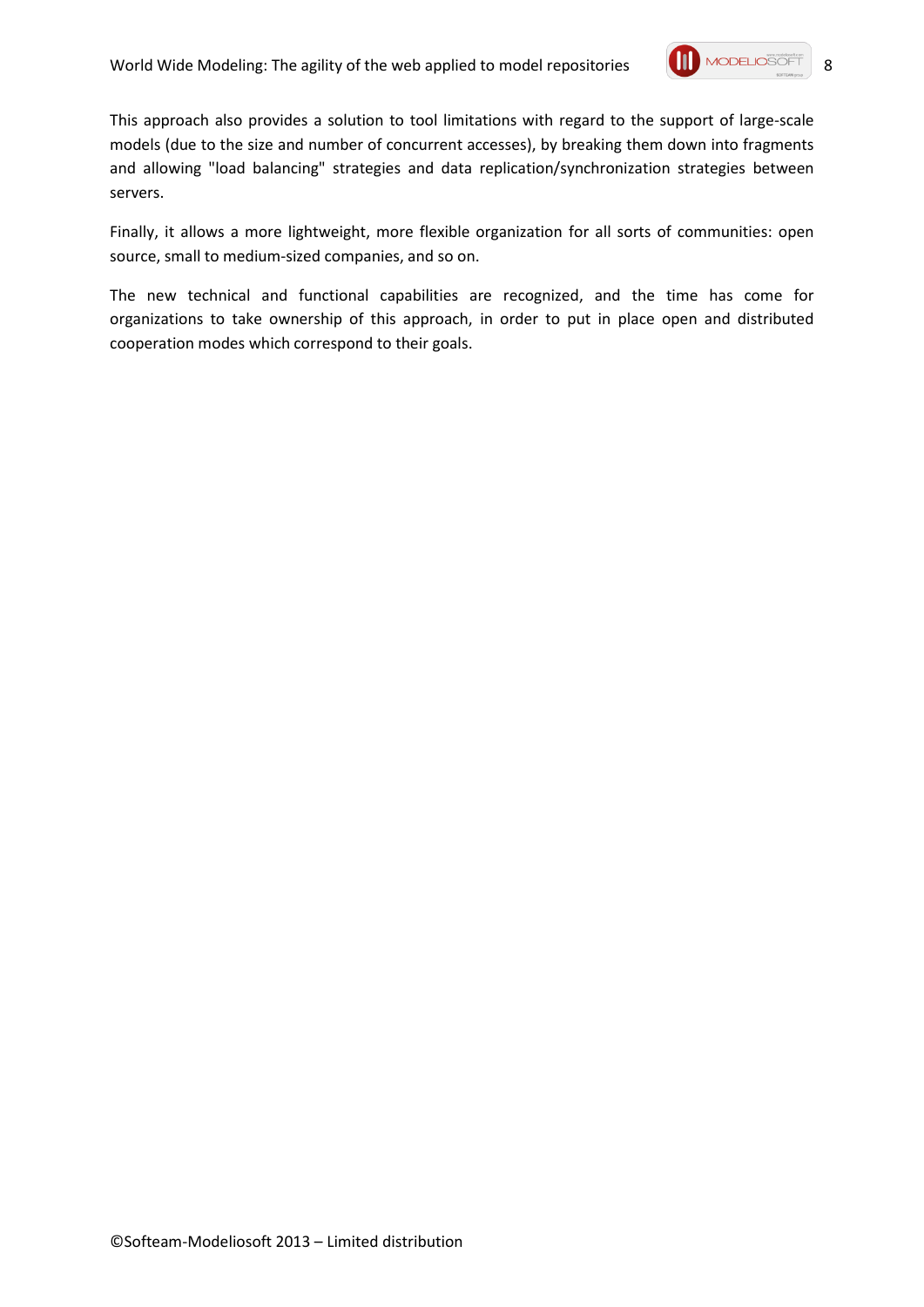This approach also provides a solution to tool limitations with regard to the support of large-scale models (due to the size and number of concurrent accesses), by breaking them down into fragments and allowing "load balancing" strategies and data replication/synchronization strategies between servers.

Finally, it allows a more lightweight, more flexible organization for all sorts of communities: open source, small to medium-sized companies, and so on.

The new technical and functional capabilities are recognized, and the time has come for organizations to take ownership of this approach, in order to put in place open and distributed cooperation modes which correspond to their goals.